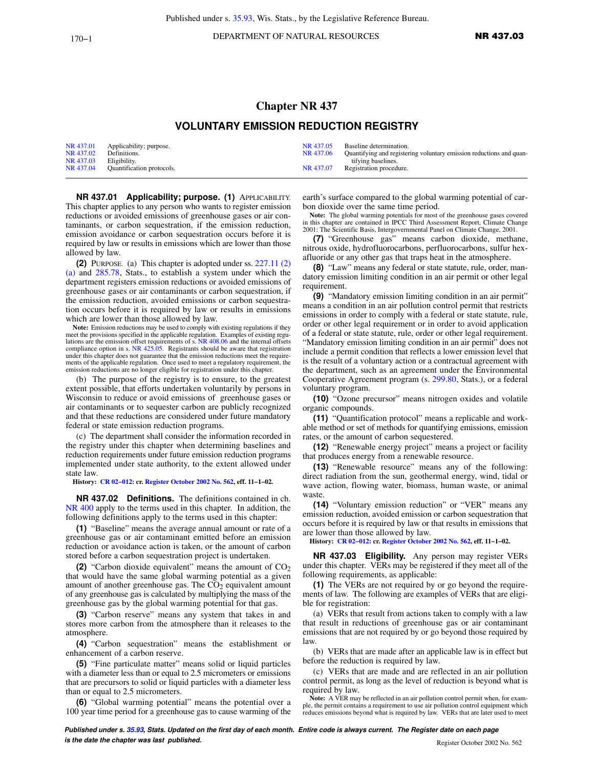# Chapter NR 437

## VOLUNTARY EMISSION REDUCTION REGISTRY

| | | | |
|---|---|---|---|
| NR 437.01 | Applicability; purpose. | NR 437.05 | Baseline determination. |
| NR 437.02 | Definitions. | NR 437.06 | Quantifying and registering voluntary emission reductions and quantifying baselines. |
| NR 437.03 | Eligibility. | NR 437.07 | Registration procedure. |
| NR 437.04 | Quantification protocols. | | |

**NR 437.01 Applicability; purpose. (1)** APPLICABILITY. This chapter applies to any person who wants to register emission reductions or avoided emissions of greenhouse gases or air contaminants, or carbon sequestration, if the emission reduction, emission avoidance or carbon sequestration occurs before it is required by law or results in emissions which are lower than those allowed by law.

**(2)** PURPOSE. (a) This chapter is adopted under ss. 227.11 (2) (a) and 285.78, Stats., to establish a system under which the department registers emission reductions or avoided emissions of greenhouse gases or air contaminants or carbon sequestration, if the emission reduction, avoided emissions or carbon sequestration occurs before it is required by law or results in emissions which are lower than those allowed by law.

**Note:** Emission reductions may be used to comply with existing regulations if they meet the provisions specified in the applicable regulation. Examples of existing regulations are the emission offset requirements of s. NR 408.06 and the internal offsets compliance option in s. NR 425.05. Registrants should be aware that registration under this chapter does not guarantee that the emission reductions meet the requirements of the applicable regulation. Once used to meet a regulatory requirement, the emission reductions are no longer eligible for registration under this chapter.

(b) The purpose of the registry is to ensure, to the greatest extent possible, that efforts undertaken voluntarily by persons in Wisconsin to reduce or avoid emissions of greenhouse gases or air contaminants or to sequester carbon are publicly recognized and that these reductions are considered under future mandatory federal or state emission reduction programs.

(c) The department shall consider the information recorded in the registry under this chapter when determining baselines and reduction requirements under future emission reduction programs implemented under state authority, to the extent allowed under state law.

**History:** CR 02–012: cr. Register October 2002 No. 562, eff. 11–1–02.

**NR 437.02 Definitions.** The definitions contained in ch. NR 400 apply to the terms used in this chapter. In addition, the following definitions apply to the terms used in this chapter:

**(1)** "Baseline" means the average annual amount or rate of a greenhouse gas or air contaminant emitted before an emission reduction or avoidance action is taken, or the amount of carbon stored before a carbon sequestration project is undertaken.

**(2)** "Carbon dioxide equivalent" means the amount of $CO_2$ that would have the same global warming potential as a given amount of another greenhouse gas. The $CO_2$ equivalent amount of any greenhouse gas is calculated by multiplying the mass of the greenhouse gas by the global warming potential for that gas.

**(3)** "Carbon reserve" means any system that takes in and stores more carbon from the atmosphere than it releases to the atmosphere.

**(4)** "Carbon sequestration" means the establishment or enhancement of a carbon reserve.

**(5)** "Fine particulate matter" means solid or liquid particles with a diameter less than or equal to 2.5 micrometers or emissions that are precursors to solid or liquid particles with a diameter less than or equal to 2.5 micrometers.

**(6)** "Global warming potential" means the potential over a 100 year time period for a greenhouse gas to cause warming of the earth's surface compared to the global warming potential of carbon dioxide over the same time period.

**Note:** The global warming potentials for most of the greenhouse gases covered in this chapter are contained in IPCC Third Assessment Report, Climate Change 2001: The Scientific Basis, Intergovernmental Panel on Climate Change, 2001.

**(7)** "Greenhouse gas" means carbon dioxide, methane, nitrous oxide, hydrofluorocarbons, perfluorocarbons, sulfur hexafluoride or any other gas that traps heat in the atmosphere.

**(8)** "Law" means any federal or state statute, rule, order, mandatory emission limiting condition in an air permit or other legal requirement.

**(9)** "Mandatory emission limiting condition in an air permit" means a condition in an air pollution control permit that restricts emissions in order to comply with a federal or state statute, rule, order or other legal requirement or in order to avoid application of a federal or state statute, rule, order or other legal requirement. "Mandatory emission limiting condition in an air permit" does not include a permit condition that reflects a lower emission level that is the result of a voluntary action or a contractual agreement with the department, such as an agreement under the Environmental Cooperative Agreement program (s. 299.80, Stats.), or a federal voluntary program.

**(10)** "Ozone precursor" means nitrogen oxides and volatile organic compounds.

**(11)** "Quantification protocol" means a replicable and workable method or set of methods for quantifying emissions, emission rates, or the amount of carbon sequestered.

**(12)** "Renewable energy project" means a project or facility that produces energy from a renewable resource.

**(13)** "Renewable resource" means any of the following: direct radiation from the sun, geothermal energy, wind, tidal or wave action, flowing water, biomass, human waste, or animal waste.

**(14)** "Voluntary emission reduction" or "VER" means any emission reduction, avoided emission or carbon sequestration that occurs before it is required by law or that results in emissions that are lower than those allowed by law.

**History:** CR 02–012: cr. Register October 2002 No. 562, eff. 11–1–02.

**NR 437.03 Eligibility.** Any person may register VERs under this chapter. VERs may be registered if they meet all of the following requirements, as applicable:

**(1)** The VERs are not required by or go beyond the requirements of law. The following are examples of VERs that are eligible for registration:

(a) VERs that result from actions taken to comply with a law that result in reductions of greenhouse gas or air contaminant emissions that are not required by or go beyond those required by law.

(b) VERs that are made after an applicable law is in effect but before the reduction is required by law.

(c) VERs that are made and are reflected in an air pollution control permit, as long as the level of reduction is beyond what is required by law.

**Note:** A VER may be reflected in an air pollution control permit when, for example, the permit contains a requirement to use air pollution control equipment which reduces emissions beyond what is required by law. VERs that are later used to meet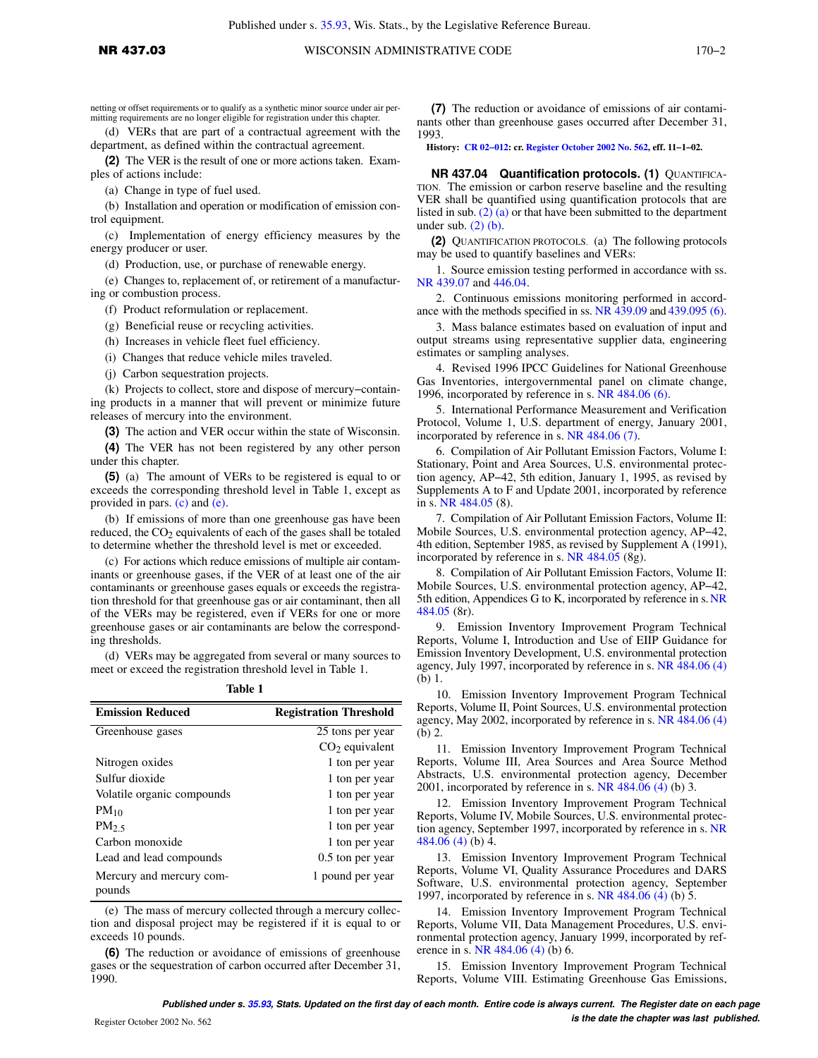netting or offset requirements or to qualify as a synthetic minor source under air permitting requirements are no longer eligible for registration under this chapter.

(d) VERs that are part of a contractual agreement with the department, as defined within the contractual agreement.

**(2)** The VER is the result of one or more actions taken. Examples of actions include:

(a) Change in type of fuel used.

(b) Installation and operation or modification of emission control equipment.

(c) Implementation of energy efficiency measures by the energy producer or user.

(d) Production, use, or purchase of renewable energy.

(e) Changes to, replacement of, or retirement of a manufacturing or combustion process.

(f) Product reformulation or replacement.

(g) Beneficial reuse or recycling activities.

(h) Increases in vehicle fleet fuel efficiency.

(i) Changes that reduce vehicle miles traveled.

(j) Carbon sequestration projects.

(k) Projects to collect, store and dispose of mercury−containing products in a manner that will prevent or minimize future releases of mercury into the environment.

**(3)** The action and VER occur within the state of Wisconsin.

**(4)** The VER has not been registered by any other person under this chapter.

**(5)** (a) The amount of VERs to be registered is equal to or exceeds the corresponding threshold level in Table 1, except as provided in pars. (c) and (e).

(b) If emissions of more than one greenhouse gas have been reduced, the $CO_2$ equivalents of each of the gases shall be totaled to determine whether the threshold level is met or exceeded.

(c) For actions which reduce emissions of multiple air contaminants or greenhouse gases, if the VER of at least one of the air contaminants or greenhouse gases equals or exceeds the registration threshold for that greenhouse gas or air contaminant, then all of the VERs may be registered, even if VERs for one or more greenhouse gases or air contaminants are below the corresponding thresholds.

(d) VERs may be aggregated from several or many sources to meet or exceed the registration threshold level in Table 1.

**Table 1**

| Emission Reduced | Registration Threshold |
|---|---|
| Greenhouse gases | 25 tons per year $CO_2$ equivalent |
| Nitrogen oxides | 1 ton per year |
| Sulfur dioxide | 1 ton per year |
| Volatile organic compounds | 1 ton per year |
| $PM_{10}$ | 1 ton per year |
| $PM_{2.5}$ | 1 ton per year |
| Carbon monoxide | 1 ton per year |
| Lead and lead compounds | 0.5 ton per year |
| Mercury and mercury compounds | 1 pound per year |

(e) The mass of mercury collected through a mercury collection and disposal project may be registered if it is equal to or exceeds 10 pounds.

**(6)** The reduction or avoidance of emissions of greenhouse gases or the sequestration of carbon occurred after December 31, 1990.

**(7)** The reduction or avoidance of emissions of air contaminants other than greenhouse gases occurred after December 31, 1993.

**History:** CR 02−012: cr. Register October 2002 No. 562, eff. 11−1−02.

**NR 437.04 Quantification protocols. (1)** QUANTIFICATION. The emission or carbon reserve baseline and the resulting VER shall be quantified using quantification protocols that are listed in sub. (2) (a) or that have been submitted to the department under sub. (2) (b).

**(2)** QUANTIFICATION PROTOCOLS. (a) The following protocols may be used to quantify baselines and VERs:

1. Source emission testing performed in accordance with ss. NR 439.07 and 446.04.

2. Continuous emissions monitoring performed in accordance with the methods specified in ss. NR 439.09 and 439.095 (6).

3. Mass balance estimates based on evaluation of input and output streams using representative supplier data, engineering estimates or sampling analyses.

4. Revised 1996 IPCC Guidelines for National Greenhouse Gas Inventories, intergovernmental panel on climate change, 1996, incorporated by reference in s. NR 484.06 (6).

5. International Performance Measurement and Verification Protocol, Volume 1, U.S. department of energy, January 2001, incorporated by reference in s. NR 484.06 (7).

6. Compilation of Air Pollutant Emission Factors, Volume I: Stationary, Point and Area Sources, U.S. environmental protection agency, AP−42, 5th edition, January 1, 1995, as revised by Supplements A to F and Update 2001, incorporated by reference in s. NR 484.05 (8).

7. Compilation of Air Pollutant Emission Factors, Volume II: Mobile Sources, U.S. environmental protection agency, AP−42, 4th edition, September 1985, as revised by Supplement A (1991), incorporated by reference in s. NR 484.05 (8g).

8. Compilation of Air Pollutant Emission Factors, Volume II: Mobile Sources, U.S. environmental protection agency, AP−42, 5th edition, Appendices G to K, incorporated by reference in s. NR 484.05 (8r).

9. Emission Inventory Improvement Program Technical Reports, Volume I, Introduction and Use of EIIP Guidance for Emission Inventory Development, U.S. environmental protection agency, July 1997, incorporated by reference in s. NR 484.06 (4) (b) 1.

10. Emission Inventory Improvement Program Technical Reports, Volume II, Point Sources, U.S. environmental protection agency, May 2002, incorporated by reference in s. NR 484.06 (4) (b) 2.

11. Emission Inventory Improvement Program Technical Reports, Volume III, Area Sources and Area Source Method Abstracts, U.S. environmental protection agency, December 2001, incorporated by reference in s. NR 484.06 (4) (b) 3.

12. Emission Inventory Improvement Program Technical Reports, Volume IV, Mobile Sources, U.S. environmental protection agency, September 1997, incorporated by reference in s. NR 484.06 (4) (b) 4.

13. Emission Inventory Improvement Program Technical Reports, Volume VI, Quality Assurance Procedures and DARS Software, U.S. environmental protection agency, September 1997, incorporated by reference in s. NR 484.06 (4) (b) 5.

14. Emission Inventory Improvement Program Technical Reports, Volume VII, Data Management Procedures, U.S. environmental protection agency, January 1999, incorporated by reference in s. NR 484.06 (4) (b) 6.

15. Emission Inventory Improvement Program Technical Reports, Volume VIII. Estimating Greenhouse Gas Emissions,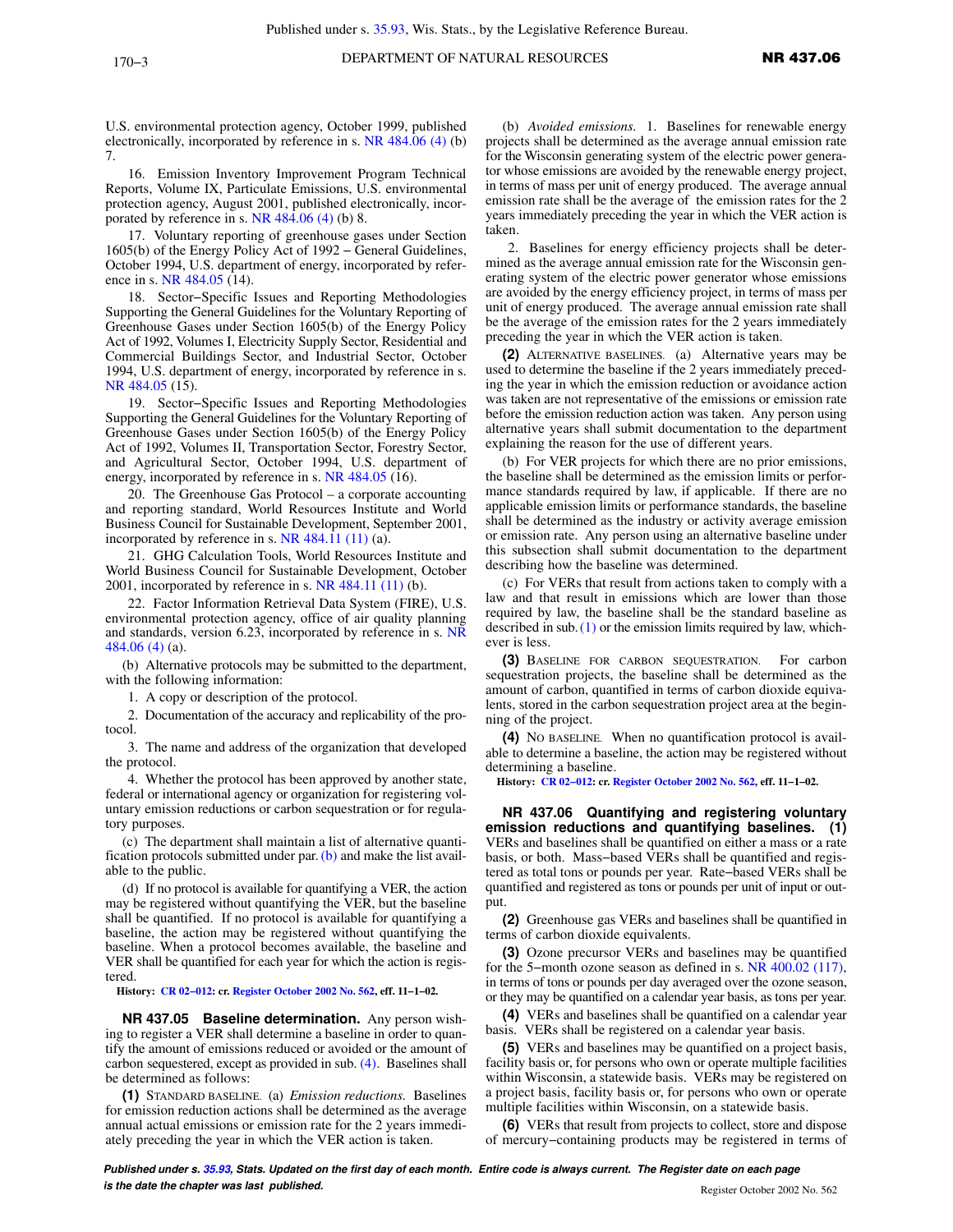U.S. environmental protection agency, October 1999, published electronically, incorporated by reference in s. NR 484.06 (4) (b) 7.

16. Emission Inventory Improvement Program Technical Reports, Volume IX, Particulate Emissions, U.S. environmental protection agency, August 2001, published electronically, incorporated by reference in s. NR 484.06 (4) (b) 8.

17. Voluntary reporting of greenhouse gases under Section 1605(b) of the Energy Policy Act of 1992 – General Guidelines, October 1994, U.S. department of energy, incorporated by reference in s. NR 484.05 (14).

18. Sector–Specific Issues and Reporting Methodologies Supporting the General Guidelines for the Voluntary Reporting of Greenhouse Gases under Section 1605(b) of the Energy Policy Act of 1992, Volumes I, Electricity Supply Sector, Residential and Commercial Buildings Sector, and Industrial Sector, October 1994, U.S. department of energy, incorporated by reference in s. NR 484.05 (15).

19. Sector–Specific Issues and Reporting Methodologies Supporting the General Guidelines for the Voluntary Reporting of Greenhouse Gases under Section 1605(b) of the Energy Policy Act of 1992, Volumes II, Transportation Sector, Forestry Sector, and Agricultural Sector, October 1994, U.S. department of energy, incorporated by reference in s. NR 484.05 (16).

20. The Greenhouse Gas Protocol – a corporate accounting and reporting standard, World Resources Institute and World Business Council for Sustainable Development, September 2001, incorporated by reference in s. NR 484.11 (11) (a).

21. GHG Calculation Tools, World Resources Institute and World Business Council for Sustainable Development, October 2001, incorporated by reference in s. NR 484.11 (11) (b).

22. Factor Information Retrieval Data System (FIRE), U.S. environmental protection agency, office of air quality planning and standards, version 6.23, incorporated by reference in s. NR 484.06 (4) (a).

(b) Alternative protocols may be submitted to the department, with the following information:

1. A copy or description of the protocol.

2. Documentation of the accuracy and replicability of the protocol.

3. The name and address of the organization that developed the protocol.

4. Whether the protocol has been approved by another state, federal or international agency or organization for registering voluntary emission reductions or carbon sequestration or for regulatory purposes.

(c) The department shall maintain a list of alternative quantification protocols submitted under par. (b) and make the list available to the public.

(d) If no protocol is available for quantifying a VER, the action may be registered without quantifying the VER, but the baseline shall be quantified. If no protocol is available for quantifying a baseline, the action may be registered without quantifying the baseline. When a protocol becomes available, the baseline and VER shall be quantified for each year for which the action is registered.

**History:** **CR 02–012: cr. Register October 2002 No. 562, eff. 11–1–02.**

**NR 437.05 Baseline determination.** Any person wishing to register a VER shall determine a baseline in order to quantify the amount of emissions reduced or avoided or the amount of carbon sequestered, except as provided in sub. (4). Baselines shall be determined as follows:

**(1)** STANDARD BASELINE. (a) *Emission reductions.* Baselines for emission reduction actions shall be determined as the average annual actual emissions or emission rate for the 2 years immediately preceding the year in which the VER action is taken.

(b) *Avoided emissions.* 1. Baselines for renewable energy projects shall be determined as the average annual emission rate for the Wisconsin generating system of the electric power generator whose emissions are avoided by the renewable energy project, in terms of mass per unit of energy produced. The average annual emission rate shall be the average of the emission rates for the 2 years immediately preceding the year in which the VER action is taken.

2. Baselines for energy efficiency projects shall be determined as the average annual emission rate for the Wisconsin generating system of the electric power generator whose emissions are avoided by the energy efficiency project, in terms of mass per unit of energy produced. The average annual emission rate shall be the average of the emission rates for the 2 years immediately preceding the year in which the VER action is taken.

**(2)** ALTERNATIVE BASELINES. (a) Alternative years may be used to determine the baseline if the 2 years immediately preceding the year in which the emission reduction or avoidance action was taken are not representative of the emissions or emission rate before the emission reduction action was taken. Any person using alternative years shall submit documentation to the department explaining the reason for the use of different years.

(b) For VER projects for which there are no prior emissions, the baseline shall be determined as the emission limits or performance standards required by law, if applicable. If there are no applicable emission limits or performance standards, the baseline shall be determined as the industry or activity average emission or emission rate. Any person using an alternative baseline under this subsection shall submit documentation to the department describing how the baseline was determined.

(c) For VERs that result from actions taken to comply with a law and that result in emissions which are lower than those required by law, the baseline shall be the standard baseline as described in sub. (1) or the emission limits required by law, whichever is less.

**(3)** BASELINE FOR CARBON SEQUESTRATION. For carbon sequestration projects, the baseline shall be determined as the amount of carbon, quantified in terms of carbon dioxide equivalents, stored in the carbon sequestration project area at the beginning of the project.

**(4)** NO BASELINE. When no quantification protocol is available to determine a baseline, the action may be registered without determining a baseline.

**History:** **CR 02–012: cr. Register October 2002 No. 562, eff. 11–1–02.**

**NR 437.06 Quantifying and registering voluntary emission reductions and quantifying baselines. (1)** VERs and baselines shall be quantified on either a mass or a rate basis, or both. Mass–based VERs shall be quantified and registered as total tons or pounds per year. Rate–based VERs shall be quantified and registered as tons or pounds per unit of input or output.

**(2)** Greenhouse gas VERs and baselines shall be quantified in terms of carbon dioxide equivalents.

**(3)** Ozone precursor VERs and baselines may be quantified for the 5–month ozone season as defined in s. NR 400.02 (117), in terms of tons or pounds per day averaged over the ozone season, or they may be quantified on a calendar year basis, as tons per year.

**(4)** VERs and baselines shall be quantified on a calendar year basis. VERs shall be registered on a calendar year basis.

**(5)** VERs and baselines may be quantified on a project basis, facility basis or, for persons who own or operate multiple facilities within Wisconsin, a statewide basis. VERs may be registered on a project basis, facility basis or, for persons who own or operate multiple facilities within Wisconsin, on a statewide basis.

**(6)** VERs that result from projects to collect, store and dispose of mercury–containing products may be registered in terms of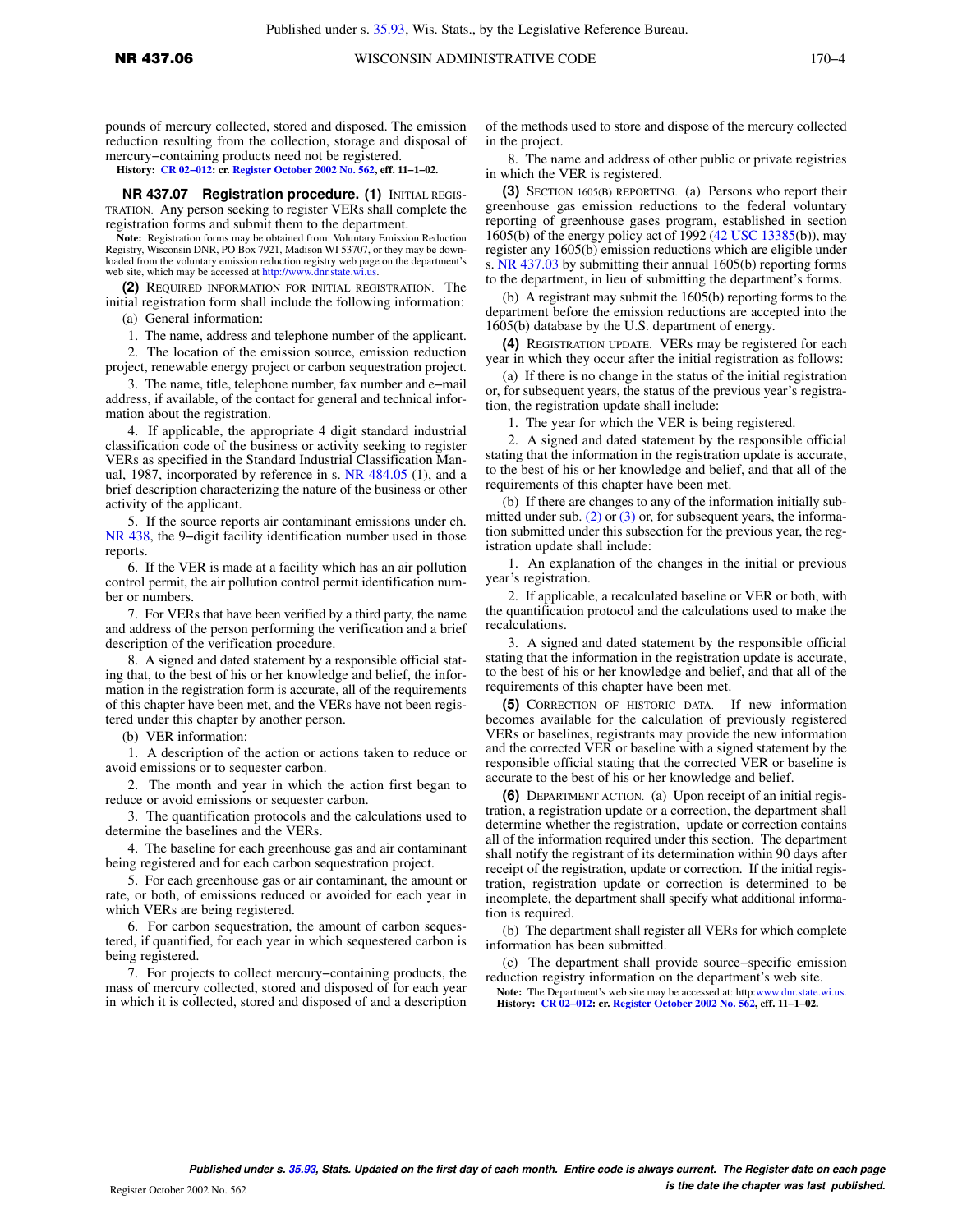pounds of mercury collected, stored and disposed. The emission reduction resulting from the collection, storage and disposal of mercury−containing products need not be registered.

**History:** CR 02−012: cr. Register October 2002 No. 562, eff. 11−1−02.

**NR 437.07 Registration procedure. (1)** INITIAL REGISTRATION. Any person seeking to register VERs shall complete the registration forms and submit them to the department.

**Note:** Registration forms may be obtained from: Voluntary Emission Reduction Registry, Wisconsin DNR, PO Box 7921, Madison WI 53707, or they may be downloaded from the voluntary emission reduction registry web page on the department's web site, which may be accessed at http://www.dnr.state.wi.us.

**(2)** REQUIRED INFORMATION FOR INITIAL REGISTRATION. The initial registration form shall include the following information:

(a) General information:

1. The name, address and telephone number of the applicant.

2. The location of the emission source, emission reduction project, renewable energy project or carbon sequestration project.

3. The name, title, telephone number, fax number and e−mail address, if available, of the contact for general and technical information about the registration.

4. If applicable, the appropriate 4 digit standard industrial classification code of the business or activity seeking to register VERs as specified in the Standard Industrial Classification Manual, 1987, incorporated by reference in s. NR 484.05 (1), and a brief description characterizing the nature of the business or other activity of the applicant.

5. If the source reports air contaminant emissions under ch. NR 438, the 9−digit facility identification number used in those reports.

6. If the VER is made at a facility which has an air pollution control permit, the air pollution control permit identification number or numbers.

7. For VERs that have been verified by a third party, the name and address of the person performing the verification and a brief description of the verification procedure.

8. A signed and dated statement by a responsible official stating that, to the best of his or her knowledge and belief, the information in the registration form is accurate, all of the requirements of this chapter have been met, and the VERs have not been registered under this chapter by another person.

(b) VER information:

1. A description of the action or actions taken to reduce or avoid emissions or to sequester carbon.

2. The month and year in which the action first began to reduce or avoid emissions or sequester carbon.

3. The quantification protocols and the calculations used to determine the baselines and the VERs.

4. The baseline for each greenhouse gas and air contaminant being registered and for each carbon sequestration project.

5. For each greenhouse gas or air contaminant, the amount or rate, or both, of emissions reduced or avoided for each year in which VERs are being registered.

6. For carbon sequestration, the amount of carbon sequestered, if quantified, for each year in which sequestered carbon is being registered.

7. For projects to collect mercury−containing products, the mass of mercury collected, stored and disposed of for each year in which it is collected, stored and disposed of and a description of the methods used to store and dispose of the mercury collected in the project.

8. The name and address of other public or private registries in which the VER is registered.

**(3)** SECTION 1605(B) REPORTING. (a) Persons who report their greenhouse gas emission reductions to the federal voluntary reporting of greenhouse gases program, established in section 1605(b) of the energy policy act of 1992 (42 USC 13385(b)), may register any 1605(b) emission reductions which are eligible under s. NR 437.03 by submitting their annual 1605(b) reporting forms to the department, in lieu of submitting the department's forms.

(b) A registrant may submit the 1605(b) reporting forms to the department before the emission reductions are accepted into the 1605(b) database by the U.S. department of energy.

**(4)** REGISTRATION UPDATE. VERs may be registered for each year in which they occur after the initial registration as follows:

(a) If there is no change in the status of the initial registration or, for subsequent years, the status of the previous year's registration, the registration update shall include:

1. The year for which the VER is being registered.

2. A signed and dated statement by the responsible official stating that the information in the registration update is accurate, to the best of his or her knowledge and belief, and that all of the requirements of this chapter have been met.

(b) If there are changes to any of the information initially submitted under sub. (2) or (3) or, for subsequent years, the information submitted under this subsection for the previous year, the registration update shall include:

1. An explanation of the changes in the initial or previous year's registration.

2. If applicable, a recalculated baseline or VER or both, with the quantification protocol and the calculations used to make the recalculations.

3. A signed and dated statement by the responsible official stating that the information in the registration update is accurate, to the best of his or her knowledge and belief, and that all of the requirements of this chapter have been met.

**(5)** CORRECTION OF HISTORIC DATA. If new information becomes available for the calculation of previously registered VERs or baselines, registrants may provide the new information and the corrected VER or baseline with a signed statement by the responsible official stating that the corrected VER or baseline is accurate to the best of his or her knowledge and belief.

**(6)** DEPARTMENT ACTION. (a) Upon receipt of an initial registration, a registration update or a correction, the department shall determine whether the registration, update or correction contains all of the information required under this section. The department shall notify the registrant of its determination within 90 days after receipt of the registration, update or correction. If the initial registration, registration update or correction is determined to be incomplete, the department shall specify what additional information is required.

(b) The department shall register all VERs for which complete information has been submitted.

(c) The department shall provide source−specific emission reduction registry information on the department's web site.

**Note:** The Department's web site may be accessed at: http:www.dnr.state.wi.us.

**History:** CR 02−012: cr. Register October 2002 No. 562, eff. 11−1−02.